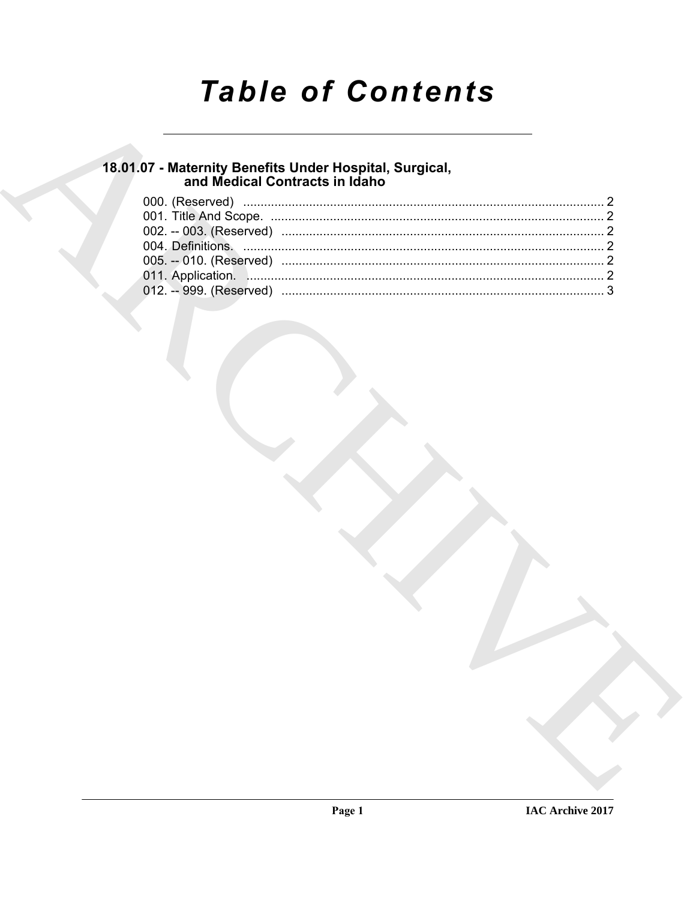# Table of Contents

## 18.01.07 - Maternity Benefits Under Hospital, Surgical, and Medical Contracts in Idaho

000. (Reserved) ........................................................................................................ 2
001. Title And Scope. ................................................................................................ 2
002. -- 003. (Reserved) ............................................................................................ 2
004. Definitions. ........................................................................................................ 2
005. -- 010. (Reserved) ............................................................................................ 2
011. Application. ...................................................................................................... 2
012. -- 999. (Reserved) ............................................................................................ 3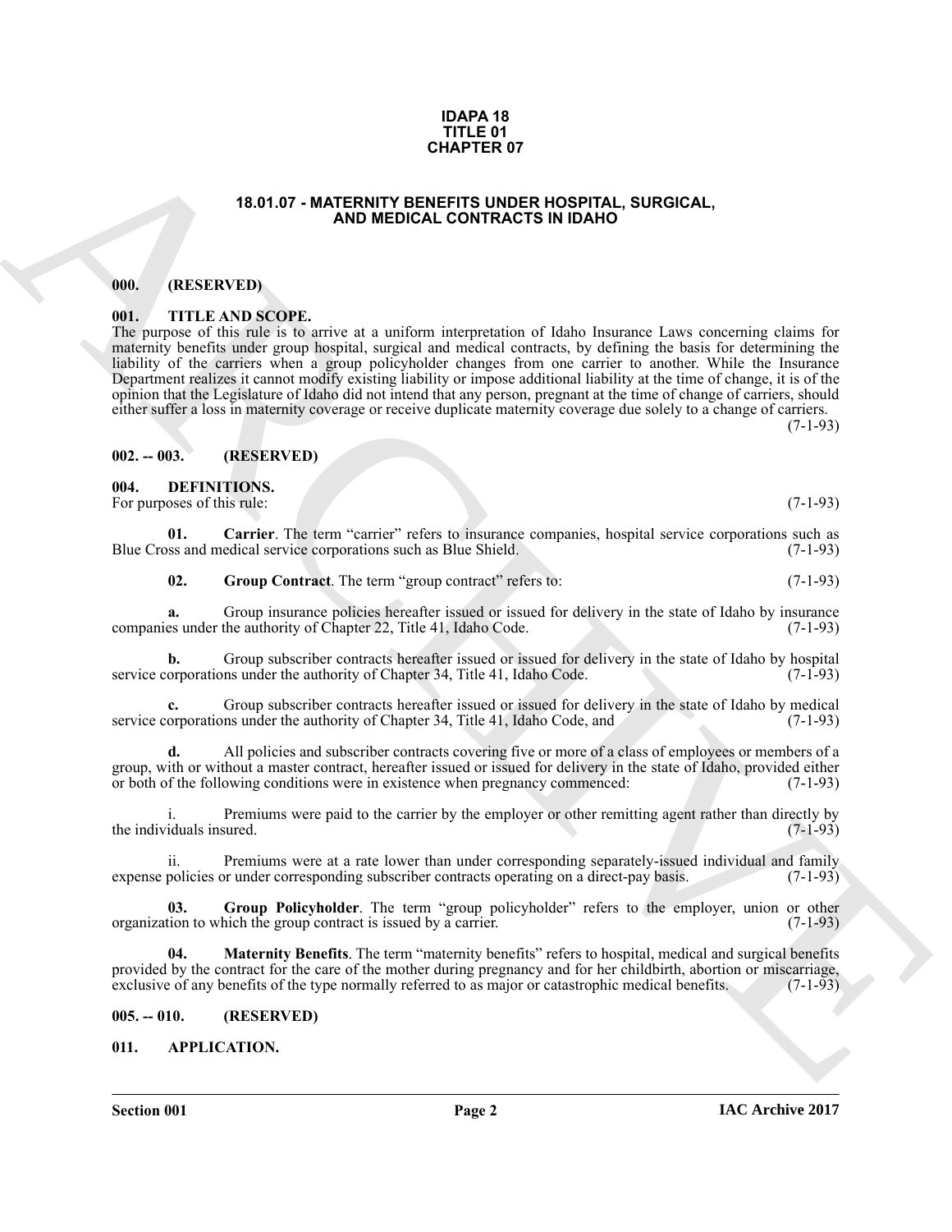# IDAPA 18
# TITLE 01
# CHAPTER 07

## 18.01.07 - MATERNITY BENEFITS UNDER HOSPITAL, SURGICAL, AND MEDICAL CONTRACTS IN IDAHO

### 000. (RESERVED)

### 001. TITLE AND SCOPE.

The purpose of this rule is to arrive at a uniform interpretation of Idaho Insurance Laws concerning claims for maternity benefits under group hospital, surgical and medical contracts, by defining the basis for determining the liability of the carriers when a group policyholder changes from one carrier to another. While the Insurance Department realizes it cannot modify existing liability or impose additional liability at the time of change, it is of the opinion that the Legislature of Idaho did not intend that any person, pregnant at the time of change of carriers, should either suffer a loss in maternity coverage or receive duplicate maternity coverage due solely to a change of carriers. (7-1-93)

### 002. -- 003. (RESERVED)

### 004. DEFINITIONS.

For purposes of this rule: (7-1-93)

**01. Carrier**. The term "carrier" refers to insurance companies, hospital service corporations such as Blue Cross and medical service corporations such as Blue Shield. (7-1-93)

**02. Group Contract**. The term "group contract" refers to: (7-1-93)

**a.** Group insurance policies hereafter issued or issued for delivery in the state of Idaho by insurance companies under the authority of Chapter 22, Title 41, Idaho Code. (7-1-93)

**b.** Group subscriber contracts hereafter issued or issued for delivery in the state of Idaho by hospital service corporations under the authority of Chapter 34, Title 41, Idaho Code. (7-1-93)

**c.** Group subscriber contracts hereafter issued or issued for delivery in the state of Idaho by medical service corporations under the authority of Chapter 34, Title 41, Idaho Code, and (7-1-93)

**d.** All policies and subscriber contracts covering five or more of a class of employees or members of a group, with or without a master contract, hereafter issued or issued for delivery in the state of Idaho, provided either or both of the following conditions were in existence when pregnancy commenced: (7-1-93)

i. Premiums were paid to the carrier by the employer or other remitting agent rather than directly by the individuals insured. (7-1-93)

ii. Premiums were at a rate lower than under corresponding separately-issued individual and family expense policies or under corresponding subscriber contracts operating on a direct-pay basis. (7-1-93)

**03. Group Policyholder**. The term "group policyholder" refers to the employer, union or other organization to which the group contract is issued by a carrier. (7-1-93)

**04. Maternity Benefits**. The term "maternity benefits" refers to hospital, medical and surgical benefits provided by the contract for the care of the mother during pregnancy and for her childbirth, abortion or miscarriage, exclusive of any benefits of the type normally referred to as major or catastrophic medical benefits. (7-1-93)

### 005. -- 010. (RESERVED)

### 011. APPLICATION.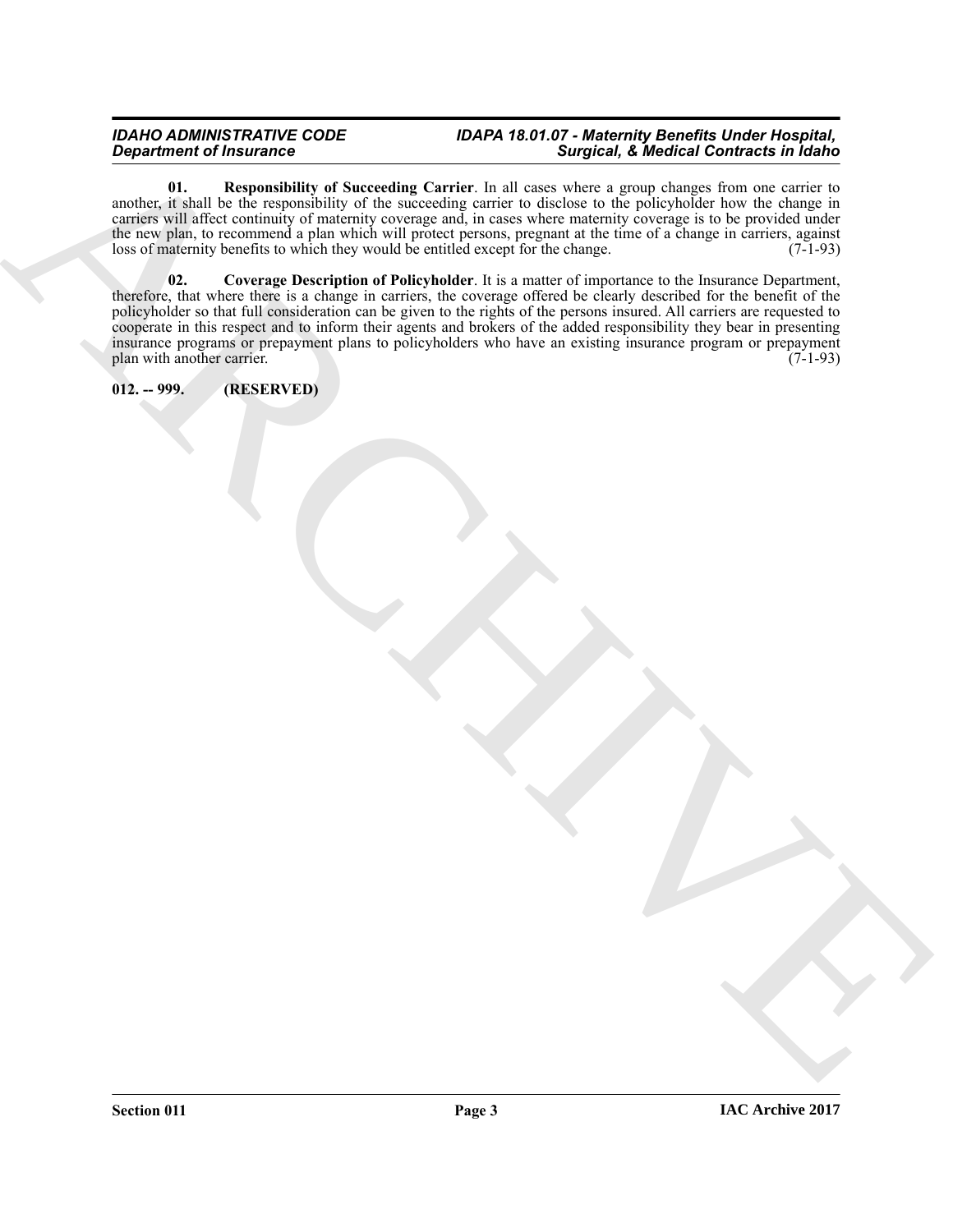**01. Responsibility of Succeeding Carrier**. In all cases where a group changes from one carrier to another, it shall be the responsibility of the succeeding carrier to disclose to the policyholder how the change in carriers will affect continuity of maternity coverage and, in cases where maternity coverage is to be provided under the new plan, to recommend a plan which will protect persons, pregnant at the time of a change in carriers, against loss of maternity benefits to which they would be entitled except for the change. (7-1-93)

**02. Coverage Description of Policyholder**. It is a matter of importance to the Insurance Department, therefore, that where there is a change in carriers, the coverage offered be clearly described for the benefit of the policyholder so that full consideration can be given to the rights of the persons insured. All carriers are requested to cooperate in this respect and to inform their agents and brokers of the added responsibility they bear in presenting insurance programs or prepayment plans to policyholders who have an existing insurance program or prepayment plan with another carrier. (7-1-93)

**012. -- 999. (RESERVED)**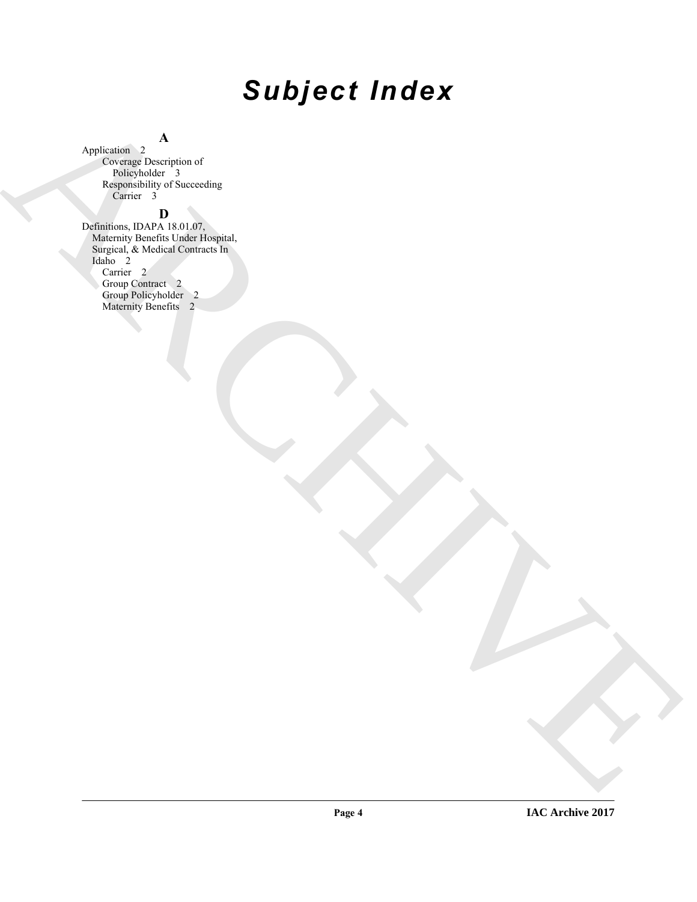# *Subject Index*

**A**

Application 2
- Coverage Description of Policyholder 3
- Responsibility of Succeeding Carrier 3

**D**

Definitions, IDAPA 18.01.07, Maternity Benefits Under Hospital, Surgical, & Medical Contracts In Idaho 2
- Carrier 2
- Group Contract 2
- Group Policyholder 2
- Maternity Benefits 2